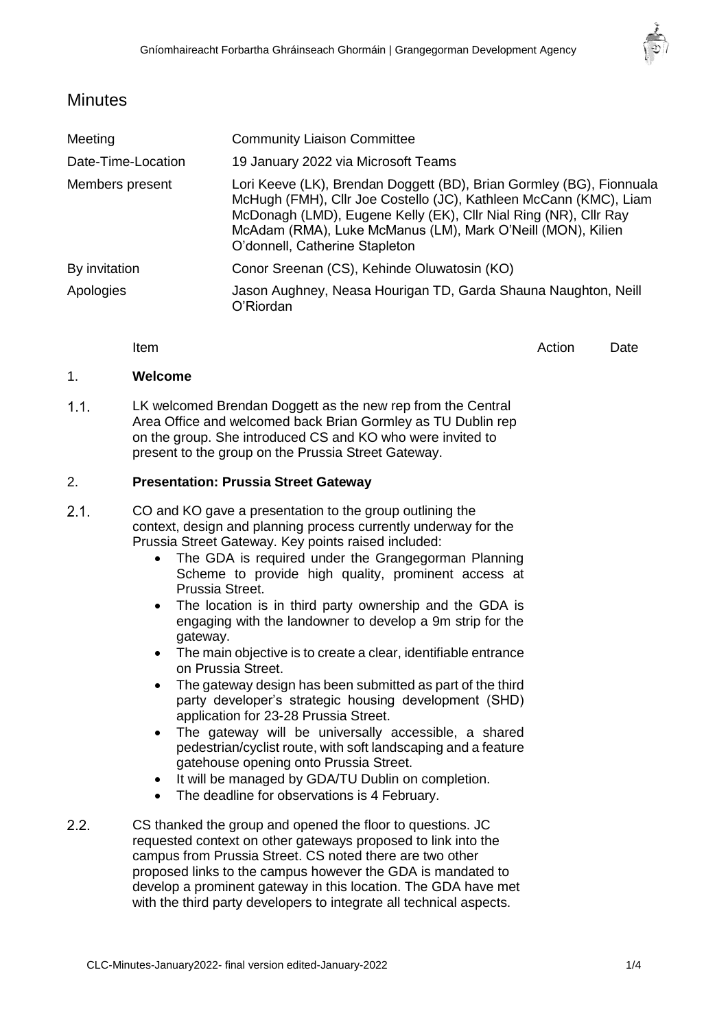# Minutes

| | |
|---|---|
| Meeting | Community Liaison Committee |
| Date-Time-Location | 19 January 2022 via Microsoft Teams |
| Members present | Lori Keeve (LK), Brendan Doggett (BD), Brian Gormley (BG), Fionnuala McHugh (FMH), Cllr Joe Costello (JC), Kathleen McCann (KMC), Liam McDonagh (LMD), Eugene Kelly (EK), Cllr Nial Ring (NR), Cllr Ray McAdam (RMA), Luke McManus (LM), Mark O'Neill (MON), Kilien O'donnell, Catherine Stapleton |
| By invitation | Conor Sreenan (CS), Kehinde Oluwatosin (KO) |
| Apologies | Jason Aughney, Neasa Hourigan TD, Garda Shauna Naughton, Neill O'Riordan |

| | Item | Action | Date |
|---|---|---|---|
| 1. | **Welcome** | | |
| 1.1. | LK welcomed Brendan Doggett as the new rep from the Central Area Office and welcomed back Brian Gormley as TU Dublin rep on the group. She introduced CS and KO who were invited to present to the group on the Prussia Street Gateway. | | |
| 2. | **Presentation: Prussia Street Gateway** | | |
| 2.1. | CO and KO gave a presentation to the group outlining the context, design and planning process currently underway for the Prussia Street Gateway. Key points raised included:<br>• The GDA is required under the Grangegorman Planning Scheme to provide high quality, prominent access at Prussia Street.<br>• The location is in third party ownership and the GDA is engaging with the landowner to develop a 9m strip for the gateway.<br>• The main objective is to create a clear, identifiable entrance on Prussia Street.<br>• The gateway design has been submitted as part of the third party developer's strategic housing development (SHD) application for 23-28 Prussia Street.<br>• The gateway will be universally accessible, a shared pedestrian/cyclist route, with soft landscaping and a feature gatehouse opening onto Prussia Street.<br>• It will be managed by GDA/TU Dublin on completion.<br>• The deadline for observations is 4 February. | | |
| 2.2. | CS thanked the group and opened the floor to questions. JC requested context on other gateways proposed to link into the campus from Prussia Street. CS noted there are two other proposed links to the campus however the GDA is mandated to develop a prominent gateway in this location. The GDA have met with the third party developers to integrate all technical aspects. | | |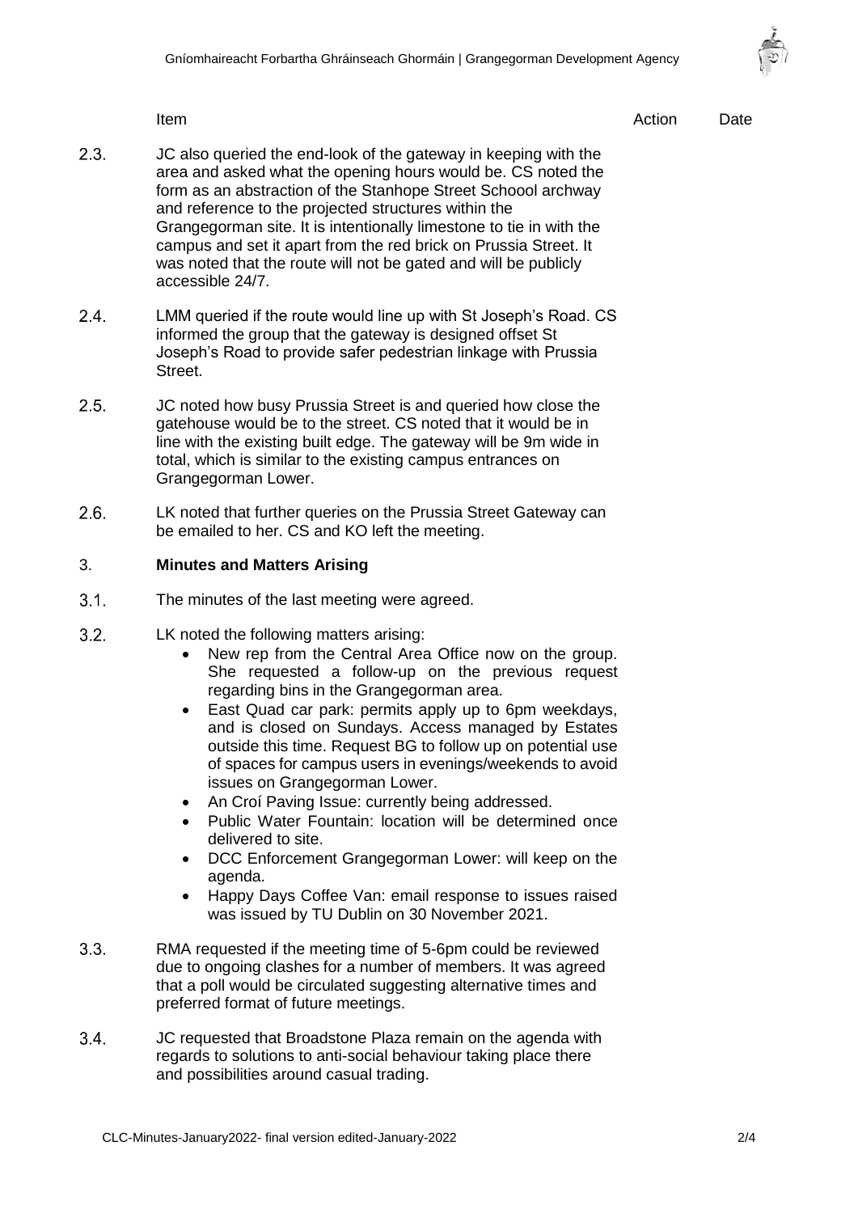| | Item | Action | Date |
|---|---|---|---|
| 2.3. | JC also queried the end-look of the gateway in keeping with the area and asked what the opening hours would be. CS noted the form as an abstraction of the Stanhope Street Schoool archway and reference to the projected structures within the Grangegorman site. It is intentionally limestone to tie in with the campus and set it apart from the red brick on Prussia Street. It was noted that the route will not be gated and will be publicly accessible 24/7. | | |
| 2.4. | LMM queried if the route would line up with St Joseph's Road. CS informed the group that the gateway is designed offset St Joseph's Road to provide safer pedestrian linkage with Prussia Street. | | |
| 2.5. | JC noted how busy Prussia Street is and queried how close the gatehouse would be to the street. CS noted that it would be in line with the existing built edge. The gateway will be 9m wide in total, which is similar to the existing campus entrances on Grangegorman Lower. | | |
| 2.6. | LK noted that further queries on the Prussia Street Gateway can be emailed to her. CS and KO left the meeting. | | |

3. **Minutes and Matters Arising**

3.1. The minutes of the last meeting were agreed.

3.2. LK noted the following matters arising:

- New rep from the Central Area Office now on the group. She requested a follow-up on the previous request regarding bins in the Grangegorman area.
- East Quad car park: permits apply up to 6pm weekdays, and is closed on Sundays. Access managed by Estates outside this time. Request BG to follow up on potential use of spaces for campus users in evenings/weekends to avoid issues on Grangegorman Lower.
- An Croí Paving Issue: currently being addressed.
- Public Water Fountain: location will be determined once delivered to site.
- DCC Enforcement Grangegorman Lower: will keep on the agenda.
- Happy Days Coffee Van: email response to issues raised was issued by TU Dublin on 30 November 2021.

3.3. RMA requested if the meeting time of 5-6pm could be reviewed due to ongoing clashes for a number of members. It was agreed that a poll would be circulated suggesting alternative times and preferred format of future meetings.

3.4. JC requested that Broadstone Plaza remain on the agenda with regards to solutions to anti-social behaviour taking place there and possibilities around casual trading.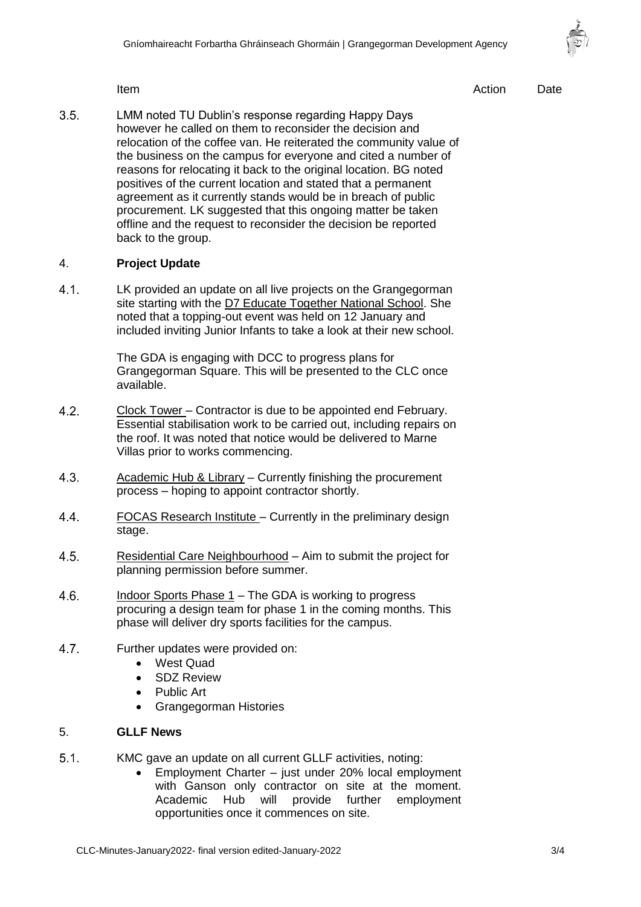| Item | | Action | Date |
|---|---|---|---|
| 3.5. | LMM noted TU Dublin's response regarding Happy Days however he called on them to reconsider the decision and relocation of the coffee van. He reiterated the community value of the business on the campus for everyone and cited a number of reasons for relocating it back to the original location. BG noted positives of the current location and stated that a permanent agreement as it currently stands would be in breach of public procurement. LK suggested that this ongoing matter be taken offline and the request to reconsider the decision be reported back to the group. | | |

4. **Project Update**

4.1. LK provided an update on all live projects on the Grangegorman site starting with the D7 Educate Together National School. She noted that a topping-out event was held on 12 January and included inviting Junior Infants to take a look at their new school.

The GDA is engaging with DCC to progress plans for Grangegorman Square. This will be presented to the CLC once available.

4.2. Clock Tower – Contractor is due to be appointed end February. Essential stabilisation work to be carried out, including repairs on the roof. It was noted that notice would be delivered to Marne Villas prior to works commencing.

4.3. Academic Hub & Library – Currently finishing the procurement process – hoping to appoint contractor shortly.

4.4. FOCAS Research Institute – Currently in the preliminary design stage.

4.5. Residential Care Neighbourhood – Aim to submit the project for planning permission before summer.

4.6. Indoor Sports Phase 1 – The GDA is working to progress procuring a design team for phase 1 in the coming months. This phase will deliver dry sports facilities for the campus.

4.7. Further updates were provided on:

- West Quad
- SDZ Review
- Public Art
- Grangegorman Histories

5. **GLLF News**

5.1. KMC gave an update on all current GLLF activities, noting:

- Employment Charter – just under 20% local employment with Ganson only contractor on site at the moment. Academic Hub will provide further employment opportunities once it commences on site.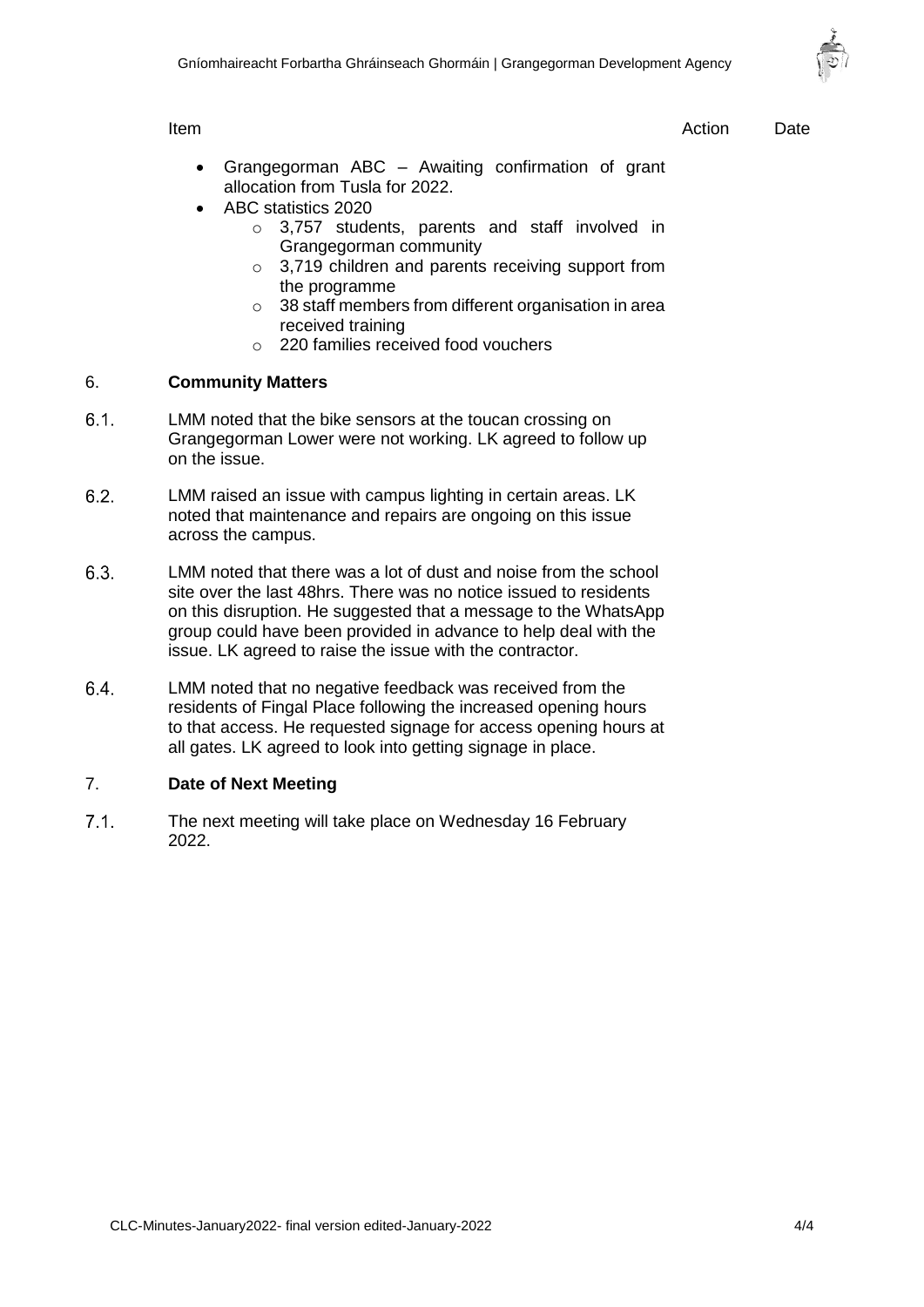| Item | Action | Date |
|---|---|---|

- Grangegorman ABC – Awaiting confirmation of grant allocation from Tusla for 2022.
- ABC statistics 2020
  - 3,757 students, parents and staff involved in Grangegorman community
  - 3,719 children and parents receiving support from the programme
  - 38 staff members from different organisation in area received training
  - 220 families received food vouchers

## 6. Community Matters

6.1. LMM noted that the bike sensors at the toucan crossing on Grangegorman Lower were not working. LK agreed to follow up on the issue.

6.2. LMM raised an issue with campus lighting in certain areas. LK noted that maintenance and repairs are ongoing on this issue across the campus.

6.3. LMM noted that there was a lot of dust and noise from the school site over the last 48hrs. There was no notice issued to residents on this disruption. He suggested that a message to the WhatsApp group could have been provided in advance to help deal with the issue. LK agreed to raise the issue with the contractor.

6.4. LMM noted that no negative feedback was received from the residents of Fingal Place following the increased opening hours to that access. He requested signage for access opening hours at all gates. LK agreed to look into getting signage in place.

## 7. Date of Next Meeting

7.1. The next meeting will take place on Wednesday 16 February 2022.